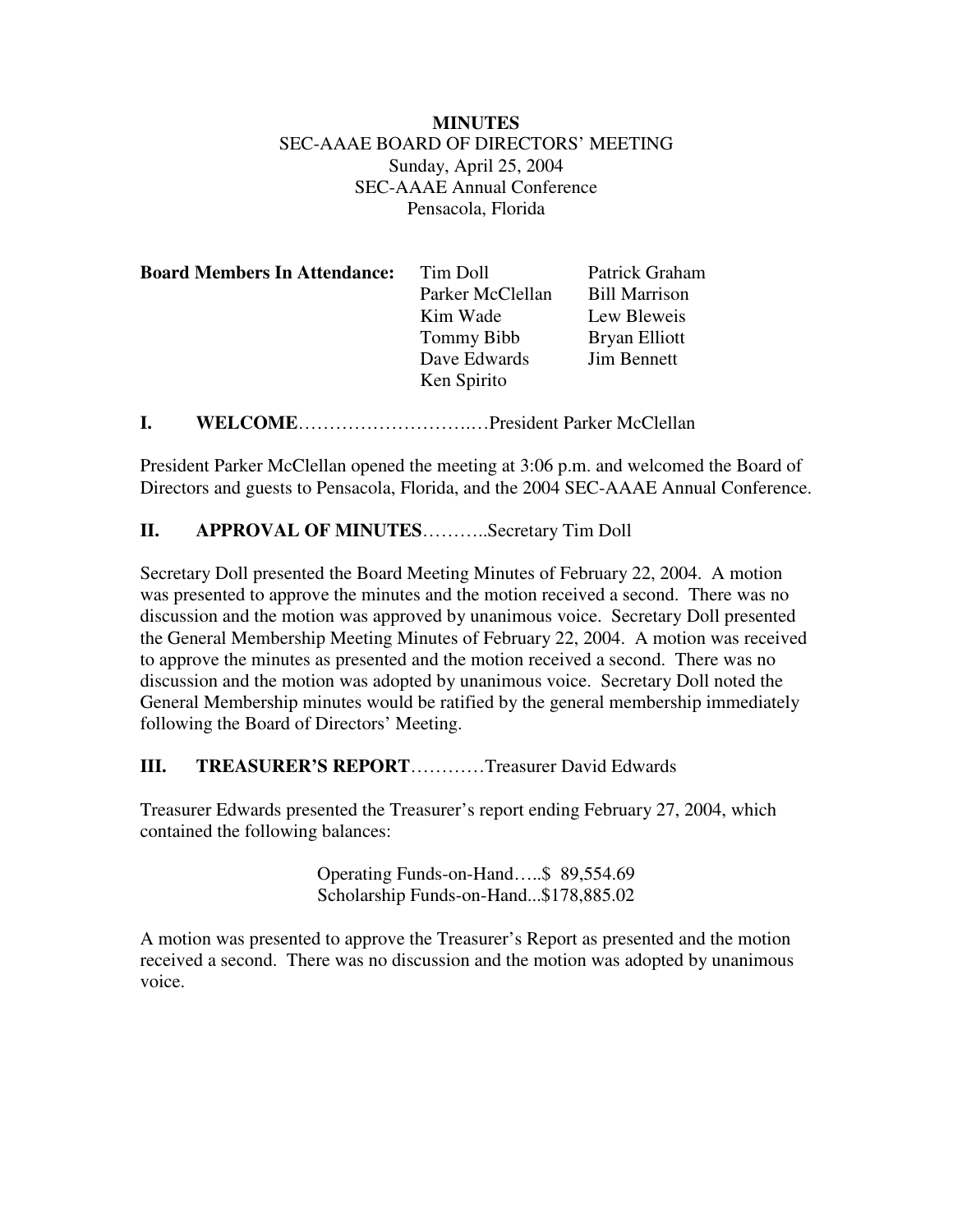# MINUTES

## SEC-AAAE BOARD OF DIRECTORS' MEETING

Sunday, April 25, 2004
SEC-AAAE Annual Conference
Pensacola, Florida

**Board Members In Attendance:**

| | |
|---|---|
| Tim Doll | Patrick Graham |
| Parker McClellan | Bill Marrison |
| Kim Wade | Lew Bleweis |
| Tommy Bibb | Bryan Elliott |
| Dave Edwards | Jim Bennett |
| Ken Spirito | |

## I. WELCOME…………………………President Parker McClellan

President Parker McClellan opened the meeting at 3:06 p.m. and welcomed the Board of Directors and guests to Pensacola, Florida, and the 2004 SEC-AAAE Annual Conference.

## II. APPROVAL OF MINUTES………..Secretary Tim Doll

Secretary Doll presented the Board Meeting Minutes of February 22, 2004. A motion was presented to approve the minutes and the motion received a second. There was no discussion and the motion was approved by unanimous voice. Secretary Doll presented the General Membership Meeting Minutes of February 22, 2004. A motion was received to approve the minutes as presented and the motion received a second. There was no discussion and the motion was adopted by unanimous voice. Secretary Doll noted the General Membership minutes would be ratified by the general membership immediately following the Board of Directors' Meeting.

## III. TREASURER'S REPORT…………Treasurer David Edwards

Treasurer Edwards presented the Treasurer's report ending February 27, 2004, which contained the following balances:

Operating Funds-on-Hand…..$ 89,554.69
Scholarship Funds-on-Hand...$178,885.02

A motion was presented to approve the Treasurer's Report as presented and the motion received a second. There was no discussion and the motion was adopted by unanimous voice.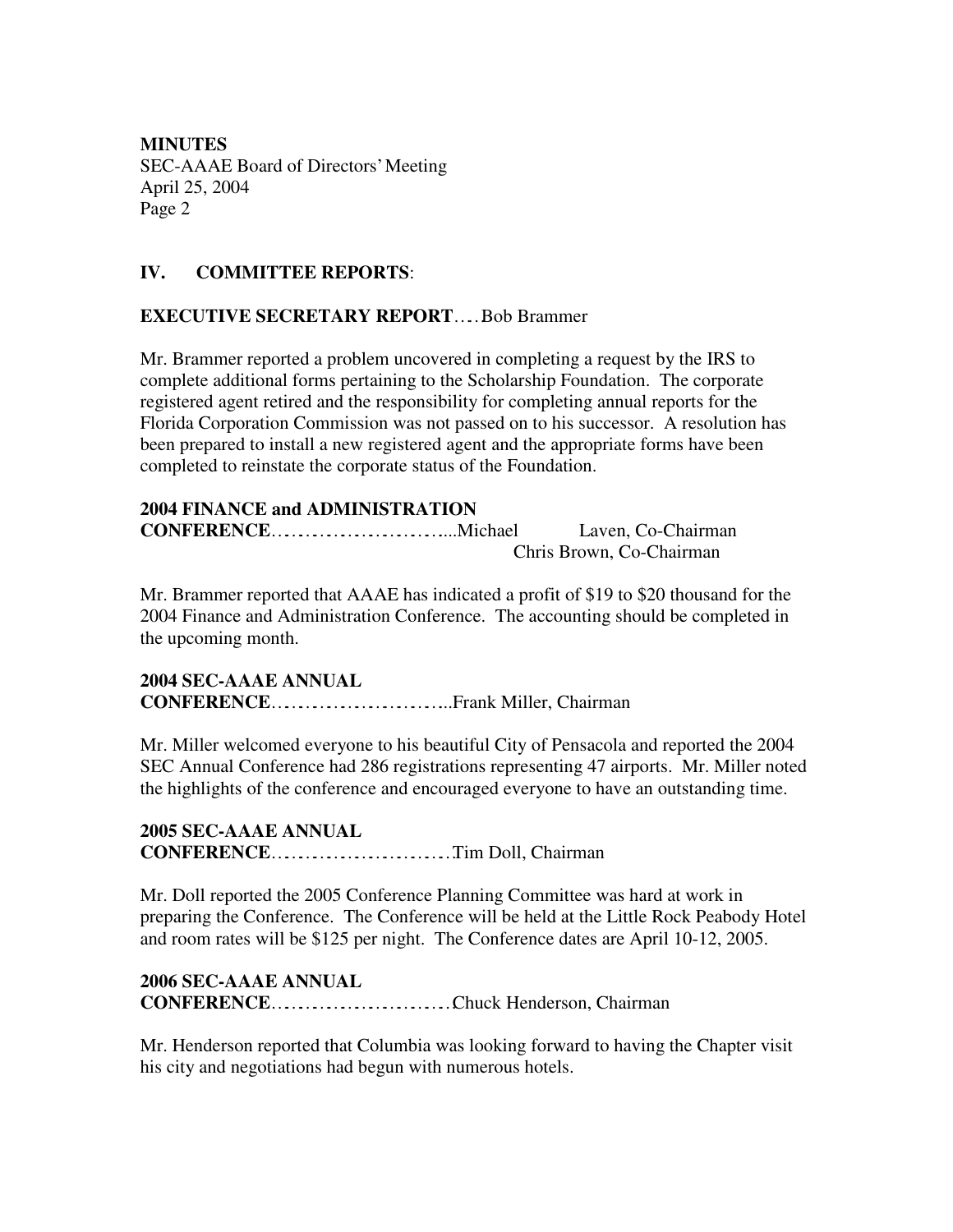**MINUTES**
SEC-AAAE Board of Directors' Meeting
April 25, 2004
Page 2

## IV. COMMITTEE REPORTS:

**EXECUTIVE SECRETARY REPORT**…. Bob Brammer

Mr. Brammer reported a problem uncovered in completing a request by the IRS to complete additional forms pertaining to the Scholarship Foundation. The corporate registered agent retired and the responsibility for completing annual reports for the Florida Corporation Commission was not passed on to his successor. A resolution has been prepared to install a new registered agent and the appropriate forms have been completed to reinstate the corporate status of the Foundation.

**2004 FINANCE and ADMINISTRATION CONFERENCE**………………………...Michael Laven, Co-Chairman
Chris Brown, Co-Chairman

Mr. Brammer reported that AAAE has indicated a profit of $19 to $20 thousand for the 2004 Finance and Administration Conference. The accounting should be completed in the upcoming month.

**2004 SEC-AAAE ANNUAL CONFERENCE**………………………..Frank Miller, Chairman

Mr. Miller welcomed everyone to his beautiful City of Pensacola and reported the 2004 SEC Annual Conference had 286 registrations representing 47 airports. Mr. Miller noted the highlights of the conference and encouraged everyone to have an outstanding time.

**2005 SEC-AAAE ANNUAL CONFERENCE**………………………Tim Doll, Chairman

Mr. Doll reported the 2005 Conference Planning Committee was hard at work in preparing the Conference. The Conference will be held at the Little Rock Peabody Hotel and room rates will be $125 per night. The Conference dates are April 10-12, 2005.

**2006 SEC-AAAE ANNUAL CONFERENCE**………………………Chuck Henderson, Chairman

Mr. Henderson reported that Columbia was looking forward to having the Chapter visit his city and negotiations had begun with numerous hotels.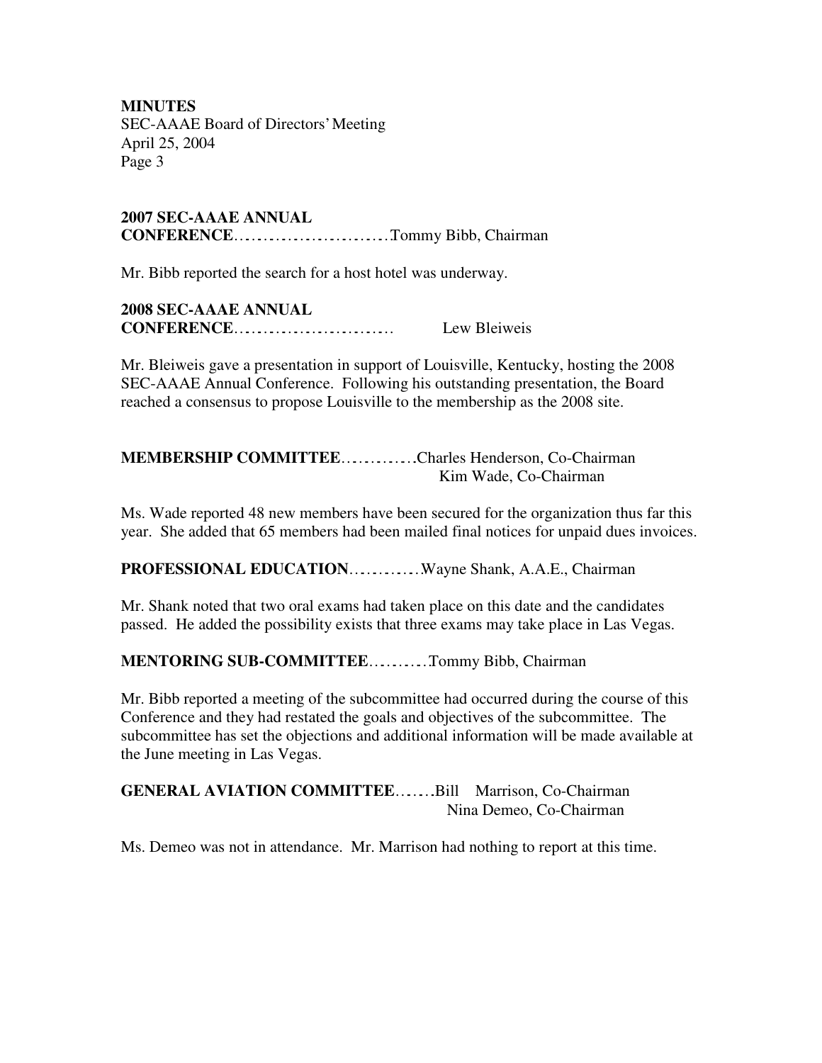**MINUTES**
SEC-AAAE Board of Directors' Meeting
April 25, 2004
Page 3

**2007 SEC-AAAE ANNUAL CONFERENCE**……………………….Tommy Bibb, Chairman

Mr. Bibb reported the search for a host hotel was underway.

**2008 SEC-AAAE ANNUAL CONFERENCE**……………………… Lew Bleiweis

Mr. Bleiweis gave a presentation in support of Louisville, Kentucky, hosting the 2008 SEC-AAAE Annual Conference. Following his outstanding presentation, the Board reached a consensus to propose Louisville to the membership as the 2008 site.

**MEMBERSHIP COMMITTEE**………….Charles Henderson, Co-Chairman
Kim Wade, Co-Chairman

Ms. Wade reported 48 new members have been secured for the organization thus far this year. She added that 65 members had been mailed final notices for unpaid dues invoices.

**PROFESSIONAL EDUCATION**………….Wayne Shank, A.A.E., Chairman

Mr. Shank noted that two oral exams had taken place on this date and the candidates passed. He added the possibility exists that three exams may take place in Las Vegas.

**MENTORING SUB-COMMITTEE**……….Tommy Bibb, Chairman

Mr. Bibb reported a meeting of the subcommittee had occurred during the course of this Conference and they had restated the goals and objectives of the subcommittee. The subcommittee has set the objections and additional information will be made available at the June meeting in Las Vegas.

**GENERAL AVIATION COMMITTEE**…….Bill Marrison, Co-Chairman
Nina Demeo, Co-Chairman

Ms. Demeo was not in attendance. Mr. Marrison had nothing to report at this time.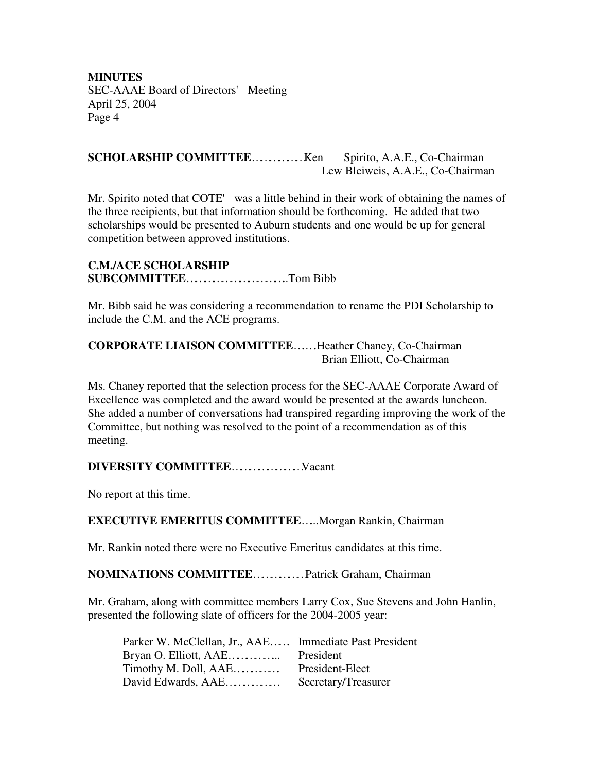**MINUTES**
SEC-AAAE Board of Directors' Meeting
April 25, 2004

**SCHOLARSHIP COMMITTEE**…………Ken Spirito, A.A.E., Co-Chairman
Lew Bleiweis, A.A.E., Co-Chairman

Mr. Spirito noted that COTE' was a little behind in their work of obtaining the names of the three recipients, but that information should be forthcoming. He added that two scholarships would be presented to Auburn students and one would be up for general competition between approved institutions.

**C.M./ACE SCHOLARSHIP SUBCOMMITTEE**…………………….Tom Bibb

Mr. Bibb said he was considering a recommendation to rename the PDI Scholarship to include the C.M. and the ACE programs.

**CORPORATE LIAISON COMMITTEE**……Heather Chaney, Co-Chairman
Brian Elliott, Co-Chairman

Ms. Chaney reported that the selection process for the SEC-AAAE Corporate Award of Excellence was completed and the award would be presented at the awards luncheon. She added a number of conversations had transpired regarding improving the work of the Committee, but nothing was resolved to the point of a recommendation as of this meeting.

**DIVERSITY COMMITTEE**……………Vacant

No report at this time.

**EXECUTIVE EMERITUS COMMITTEE**…..Morgan Rankin, Chairman

Mr. Rankin noted there were no Executive Emeritus candidates at this time.

**NOMINATIONS COMMITTEE**…………Patrick Graham, Chairman

Mr. Graham, along with committee members Larry Cox, Sue Stevens and John Hanlin, presented the following slate of officers for the 2004-2005 year:

Parker W. McClellan, Jr., AAE….. Immediate Past President
Bryan O. Elliott, AAE………... President
Timothy M. Doll, AAE……….. President-Elect
David Edwards, AAE…………. Secretary/Treasurer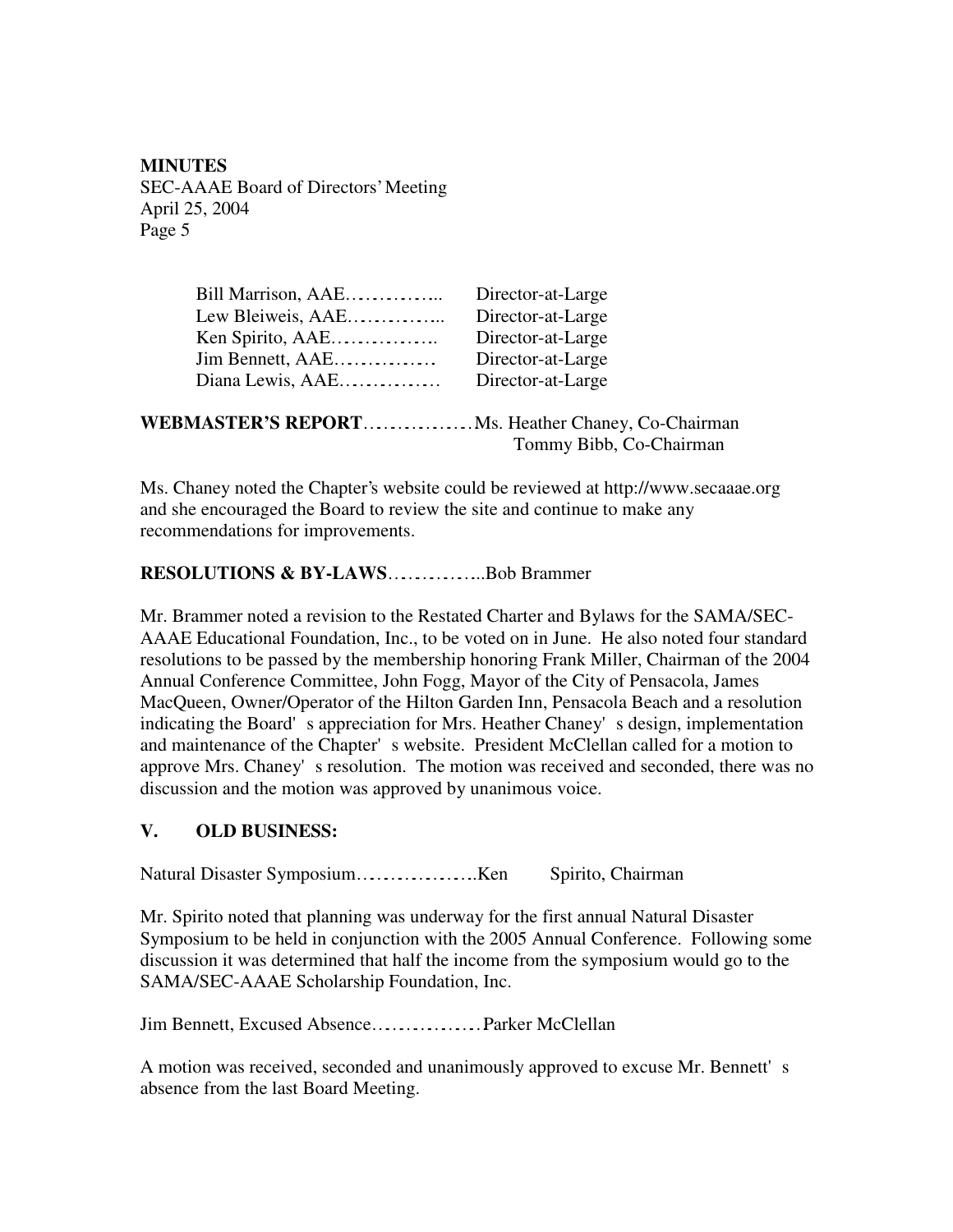Bill Marrison, AAE…………….. Director-at-Large
Lew Bleiweis, AAE…………….. Director-at-Large
Ken Spirito, AAE……………… Director-at-Large
Jim Bennett, AAE…………… Director-at-Large
Diana Lewis, AAE…………… Director-at-Large

**WEBMASTER'S REPORT**……………Ms. Heather Chaney, Co-Chairman
Tommy Bibb, Co-Chairman

Ms. Chaney noted the Chapter's website could be reviewed at http://www.secaaae.org and she encouraged the Board to review the site and continue to make any recommendations for improvements.

**RESOLUTIONS & BY-LAWS**…………...Bob Brammer

Mr. Brammer noted a revision to the Restated Charter and Bylaws for the SAMA/SEC-AAAE Educational Foundation, Inc., to be voted on in June. He also noted four standard resolutions to be passed by the membership honoring Frank Miller, Chairman of the 2004 Annual Conference Committee, John Fogg, Mayor of the City of Pensacola, James MacQueen, Owner/Operator of the Hilton Garden Inn, Pensacola Beach and a resolution indicating the Board's appreciation for Mrs. Heather Chaney's design, implementation and maintenance of the Chapter's website. President McClellan called for a motion to approve Mrs. Chaney's resolution. The motion was received and seconded, there was no discussion and the motion was approved by unanimous voice.

## V. OLD BUSINESS:

Natural Disaster Symposium……………….Ken Spirito, Chairman

Mr. Spirito noted that planning was underway for the first annual Natural Disaster Symposium to be held in conjunction with the 2005 Annual Conference. Following some discussion it was determined that half the income from the symposium would go to the SAMA/SEC-AAAE Scholarship Foundation, Inc.

Jim Bennett, Excused Absence……………Parker McClellan

A motion was received, seconded and unanimously approved to excuse Mr. Bennett's absence from the last Board Meeting.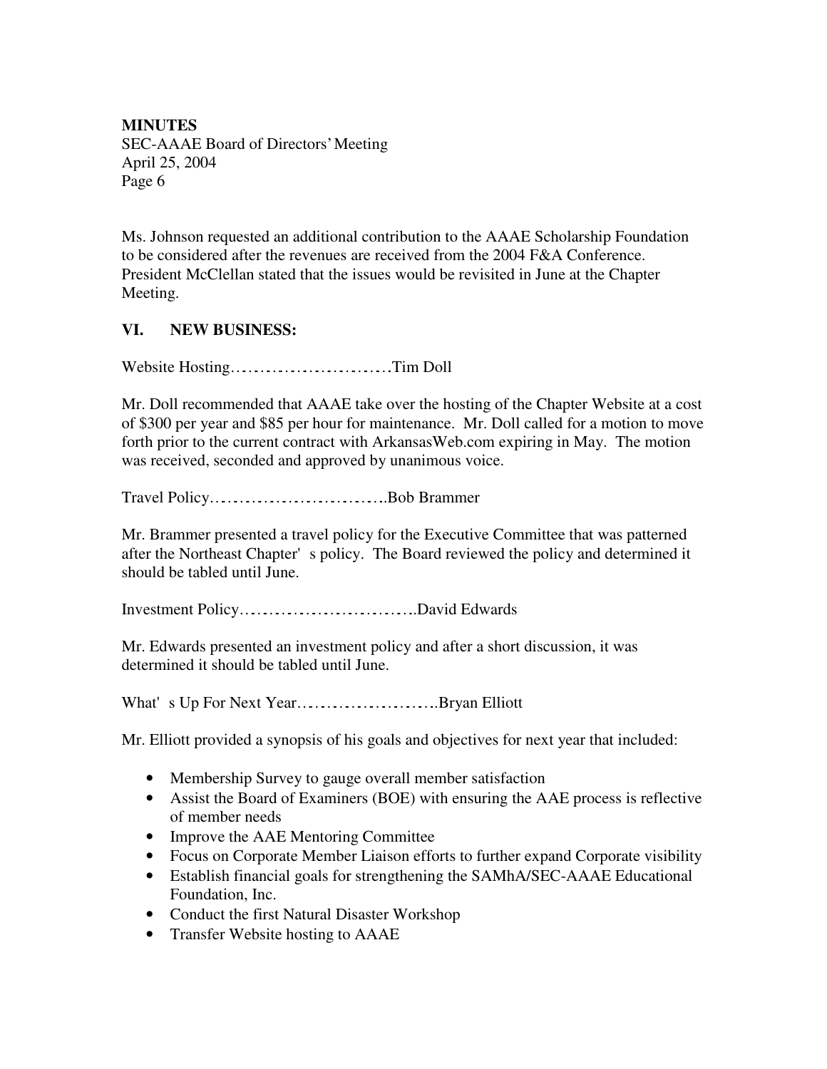Ms. Johnson requested an additional contribution to the AAAE Scholarship Foundation to be considered after the revenues are received from the 2004 F&A Conference. President McClellan stated that the issues would be revisited in June at the Chapter Meeting.

## VI. NEW BUSINESS:

Website Hosting…………………………Tim Doll

Mr. Doll recommended that AAAE take over the hosting of the Chapter Website at a cost of $300 per year and $85 per hour for maintenance. Mr. Doll called for a motion to move forth prior to the current contract with ArkansasWeb.com expiring in May. The motion was received, seconded and approved by unanimous voice.

Travel Policy…………………………..Bob Brammer

Mr. Brammer presented a travel policy for the Executive Committee that was patterned after the Northeast Chapter' s policy. The Board reviewed the policy and determined it should be tabled until June.

Investment Policy…………………………..David Edwards

Mr. Edwards presented an investment policy and after a short discussion, it was determined it should be tabled until June.

What' s Up For Next Year…………………….Bryan Elliott

Mr. Elliott provided a synopsis of his goals and objectives for next year that included:

- Membership Survey to gauge overall member satisfaction
- Assist the Board of Examiners (BOE) with ensuring the AAE process is reflective of member needs
- Improve the AAE Mentoring Committee
- Focus on Corporate Member Liaison efforts to further expand Corporate visibility
- Establish financial goals for strengthening the SAMhA/SEC-AAAE Educational Foundation, Inc.
- Conduct the first Natural Disaster Workshop
- Transfer Website hosting to AAAE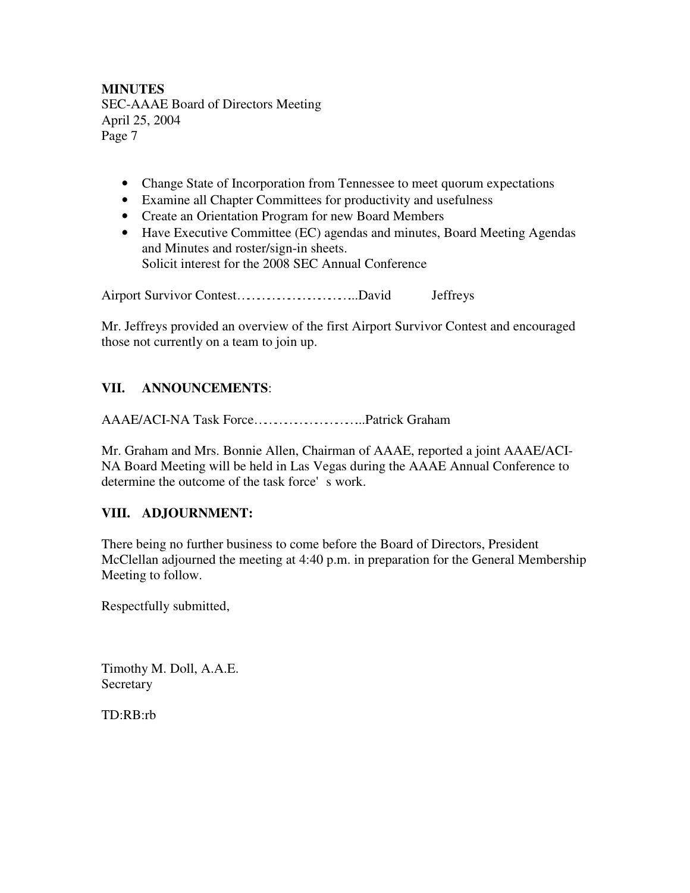- Change State of Incorporation from Tennessee to meet quorum expectations
- Examine all Chapter Committees for productivity and usefulness
- Create an Orientation Program for new Board Members
- Have Executive Committee (EC) agendas and minutes, Board Meeting Agendas and Minutes and roster/sign-in sheets.
  Solicit interest for the 2008 SEC Annual Conference

Airport Survivor Contest……………………...David Jeffreys

Mr. Jeffreys provided an overview of the first Airport Survivor Contest and encouraged those not currently on a team to join up.

## VII. ANNOUNCEMENTS:

AAAE/ACI-NA Task Force…………………...Patrick Graham

Mr. Graham and Mrs. Bonnie Allen, Chairman of AAAE, reported a joint AAAE/ACI-NA Board Meeting will be held in Las Vegas during the AAAE Annual Conference to determine the outcome of the task force's work.

## VIII. ADJOURNMENT:

There being no further business to come before the Board of Directors, President McClellan adjourned the meeting at 4:40 p.m. in preparation for the General Membership Meeting to follow.

Respectfully submitted,

Timothy M. Doll, A.A.E.
Secretary

TD:RB:rb